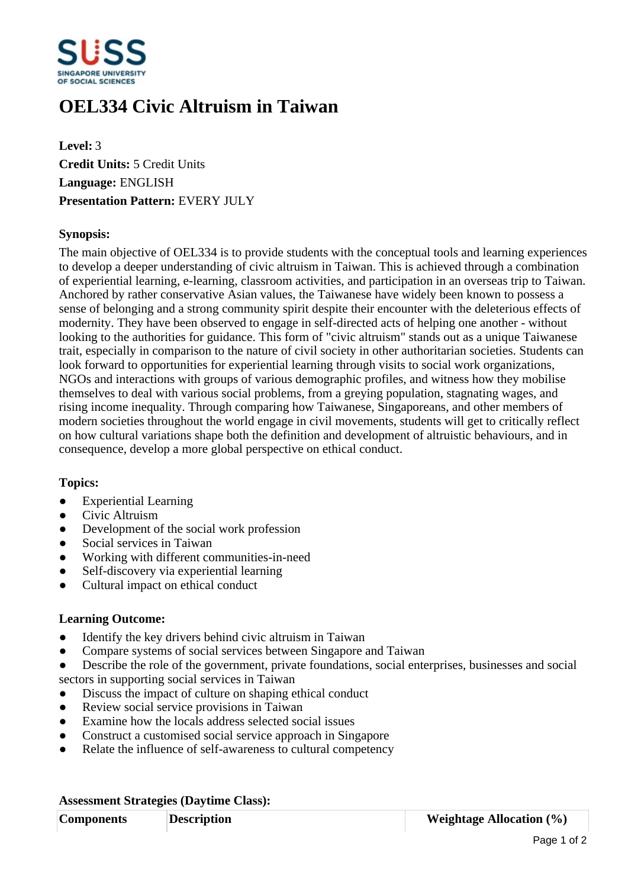# OEL334 Civic Altruism in Taiwan

**Level:** 3
**Credit Units:** 5 Credit Units
**Language:** ENGLISH
**Presentation Pattern:** EVERY JULY

**Synopsis:**

The main objective of OEL334 is to provide students with the conceptual tools and learning experiences to develop a deeper understanding of civic altruism in Taiwan. This is achieved through a combination of experiential learning, e-learning, classroom activities, and participation in an overseas trip to Taiwan. Anchored by rather conservative Asian values, the Taiwanese have widely been known to possess a sense of belonging and a strong community spirit despite their encounter with the deleterious effects of modernity. They have been observed to engage in self-directed acts of helping one another - without looking to the authorities for guidance. This form of "civic altruism" stands out as a unique Taiwanese trait, especially in comparison to the nature of civil society in other authoritarian societies. Students can look forward to opportunities for experiential learning through visits to social work organizations, NGOs and interactions with groups of various demographic profiles, and witness how they mobilise themselves to deal with various social problems, from a greying population, stagnating wages, and rising income inequality. Through comparing how Taiwanese, Singaporeans, and other members of modern societies throughout the world engage in civil movements, students will get to critically reflect on how cultural variations shape both the definition and development of altruistic behaviours, and in consequence, develop a more global perspective on ethical conduct.

**Topics:**

- Experiential Learning
- Civic Altruism
- Development of the social work profession
- Social services in Taiwan
- Working with different communities-in-need
- Self-discovery via experiential learning
- Cultural impact on ethical conduct

**Learning Outcome:**

- Identify the key drivers behind civic altruism in Taiwan
- Compare systems of social services between Singapore and Taiwan
- Describe the role of the government, private foundations, social enterprises, businesses and social sectors in supporting social services in Taiwan
- Discuss the impact of culture on shaping ethical conduct
- Review social service provisions in Taiwan
- Examine how the locals address selected social issues
- Construct a customised social service approach in Singapore
- Relate the influence of self-awareness to cultural competency

**Assessment Strategies (Daytime Class):**

| Components | Description | Weightage Allocation (%) |
| --- | --- | --- |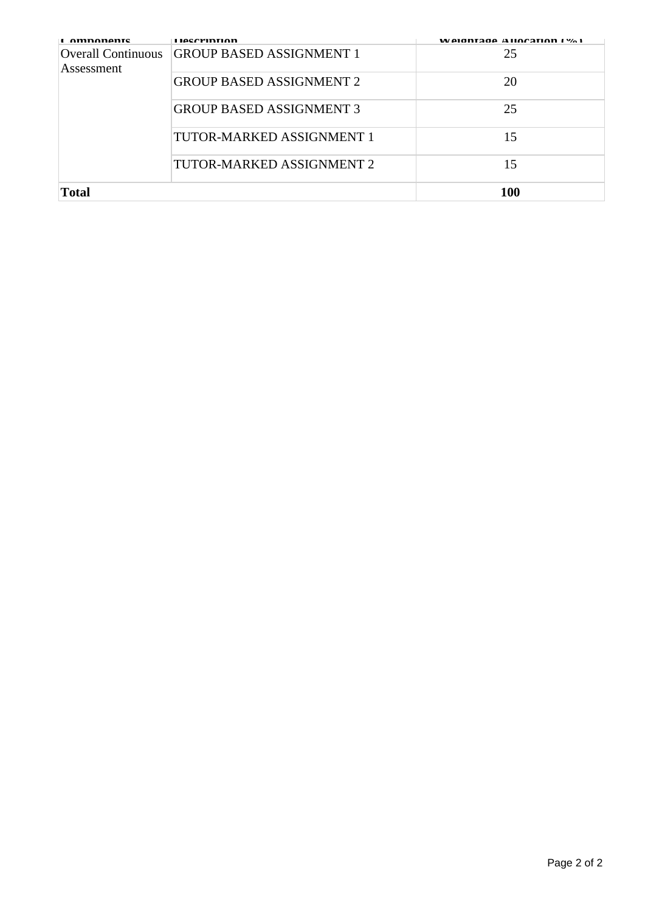| Components | Description | Weightage Allocation (%) |
| --- | --- | --- |
| Overall Continuous Assessment | GROUP BASED ASSIGNMENT 1 | 25 |
| | GROUP BASED ASSIGNMENT 2 | 20 |
| | GROUP BASED ASSIGNMENT 3 | 25 |
| | TUTOR-MARKED ASSIGNMENT 1 | 15 |
| | TUTOR-MARKED ASSIGNMENT 2 | 15 |
| **Total** | | **100** |